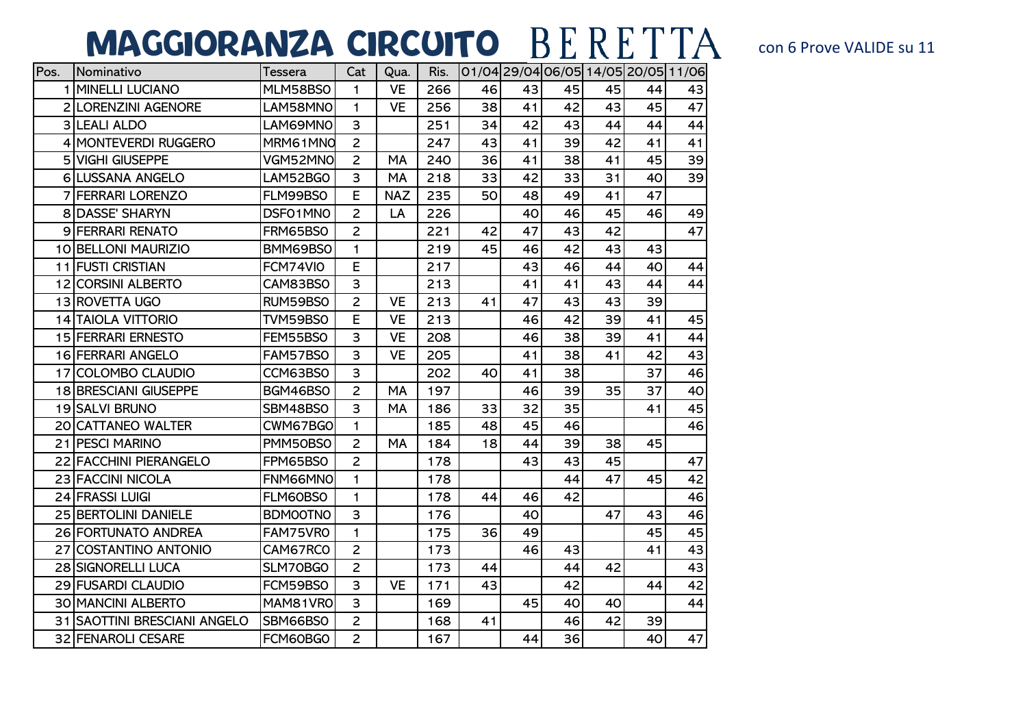# MAGGIORANZA CIRCUITO BERETTA

con 6 Prove VALIDE su 11

| Pos. | Nominativo | Tessera | Cat | Qua. | Ris. | 01/04 | 29/04 | 06/05 | 14/05 | 20/05 | 11/06 |
|---|---|---|---|---|---|---|---|---|---|---|---|
| 1 | MINELLI LUCIANO | MLM58BS0 | 1 | VE | 266 | 46 | 43 | 45 | 45 | 44 | 43 |
| 2 | LORENZINI AGENORE | LAM58MN0 | 1 | VE | 256 | 38 | 41 | 42 | 43 | 45 | 47 |
| 3 | LEALI ALDO | LAM69MN0 | 3 | | 251 | 34 | 42 | 43 | 44 | 44 | 44 |
| 4 | MONTEVERDI RUGGERO | MRM61MN0 | 2 | | 247 | 43 | 41 | 39 | 42 | 41 | 41 |
| 5 | VIGHI GIUSEPPE | VGM52MN0 | 2 | MA | 240 | 36 | 41 | 38 | 41 | 45 | 39 |
| 6 | LUSSANA ANGELO | LAM52BG0 | 3 | MA | 218 | 33 | 42 | 33 | 31 | 40 | 39 |
| 7 | FERRARI LORENZO | FLM99BS0 | E | NAZ | 235 | 50 | 48 | 49 | 41 | 47 | |
| 8 | DASSE' SHARYN | DSF01MN0 | 2 | LA | 226 | | 40 | 46 | 45 | 46 | 49 |
| 9 | FERRARI RENATO | FRM65BS0 | 2 | | 221 | 42 | 47 | 43 | 42 | | 47 |
| 10 | BELLONI MAURIZIO | BMM69BS0 | 1 | | 219 | 45 | 46 | 42 | 43 | 43 | |
| 11 | FUSTI CRISTIAN | FCM74VI0 | E | | 217 | | 43 | 46 | 44 | 40 | 44 |
| 12 | CORSINI ALBERTO | CAM83BS0 | 3 | | 213 | | 41 | 41 | 43 | 44 | 44 |
| 13 | ROVETTA UGO | RUM59BS0 | 2 | VE | 213 | 41 | 47 | 43 | 43 | 39 | |
| 14 | TAIOLA VITTORIO | TVM59BS0 | E | VE | 213 | | 46 | 42 | 39 | 41 | 45 |
| 15 | FERRARI ERNESTO | FEM55BS0 | 3 | VE | 208 | | 46 | 38 | 39 | 41 | 44 |
| 16 | FERRARI ANGELO | FAM57BS0 | 3 | VE | 205 | | 41 | 38 | 41 | 42 | 43 |
| 17 | COLOMBO CLAUDIO | CCM63BS0 | 3 | | 202 | 40 | 41 | 38 | | 37 | 46 |
| 18 | BRESCIANI GIUSEPPE | BGM46BS0 | 2 | MA | 197 | | 46 | 39 | 35 | 37 | 40 |
| 19 | SALVI BRUNO | SBM48BS0 | 3 | MA | 186 | 33 | 32 | 35 | | 41 | 45 |
| 20 | CATTANEO WALTER | CWM67BG0 | 1 | | 185 | 48 | 45 | 46 | | | 46 |
| 21 | PESCI MARINO | PMM50BS0 | 2 | MA | 184 | 18 | 44 | 39 | 38 | 45 | |
| 22 | FACCHINI PIERANGELO | FPM65BS0 | 2 | | 178 | | 43 | 43 | 45 | | 47 |
| 23 | FACCINI NICOLA | FNM66MN0 | 1 | | 178 | | | 44 | 47 | 45 | 42 |
| 24 | FRASSI LUIGI | FLM60BS0 | 1 | | 178 | 44 | 46 | 42 | | | 46 |
| 25 | BERTOLINI DANIELE | BDM00TN0 | 3 | | 176 | | 40 | | 47 | 43 | 46 |
| 26 | FORTUNATO ANDREA | FAM75VR0 | 1 | | 175 | 36 | 49 | | | 45 | 45 |
| 27 | COSTANTINO ANTONIO | CAM67RC0 | 2 | | 173 | | 46 | 43 | | 41 | 43 |
| 28 | SIGNORELLI LUCA | SLM70BG0 | 2 | | 173 | 44 | | 44 | 42 | | 43 |
| 29 | FUSARDI CLAUDIO | FCM59BS0 | 3 | VE | 171 | 43 | | 42 | | 44 | 42 |
| 30 | MANCINI ALBERTO | MAM81VR0 | 3 | | 169 | | 45 | 40 | 40 | | 44 |
| 31 | SAOTTINI BRESCIANI ANGELO | SBM66BS0 | 2 | | 168 | 41 | | 46 | 42 | 39 | |
| 32 | FENAROLI CESARE | FCM60BG0 | 2 | | 167 | | 44 | 36 | | 40 | 47 |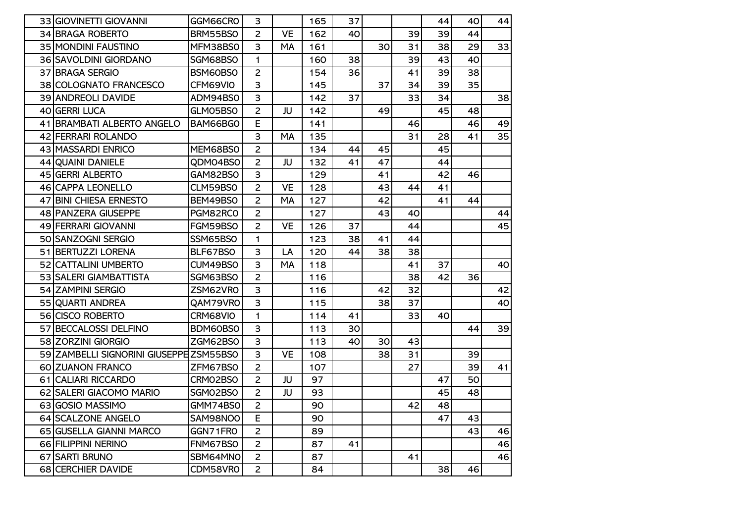| | | | | | | | | | | | |
|---|---|---|---|---|---|---|---|---|---|---|---|
| 33 | GIOVINETTI GIOVANNI | GGM66CR0 | 3 | | 165 | 37 | | | 44 | 40 | 44 |
| 34 | BRAGA ROBERTO | BRM55BS0 | 2 | VE | 162 | 40 | | 39 | 39 | 44 | |
| 35 | MONDINI FAUSTINO | MFM38BS0 | 3 | MA | 161 | | 30 | 31 | 38 | 29 | 33 |
| 36 | SAVOLDINI GIORDANO | SGM68BS0 | 1 | | 160 | 38 | | 39 | 43 | 40 | |
| 37 | BRAGA SERGIO | BSM60BS0 | 2 | | 154 | 36 | | 41 | 39 | 38 | |
| 38 | COLOGNATO FRANCESCO | CFM69VI0 | 3 | | 145 | | 37 | 34 | 39 | 35 | |
| 39 | ANDREOLI DAVIDE | ADM94BS0 | 3 | | 142 | 37 | | 33 | 34 | | 38 |
| 40 | GERRI LUCA | GLM05BS0 | 2 | JU | 142 | | 49 | | 45 | 48 | |
| 41 | BRAMBATI ALBERTO ANGELO | BAM66BG0 | E | | 141 | | | 46 | | 46 | 49 |
| 42 | FERRARI ROLANDO | | 3 | MA | 135 | | | 31 | 28 | 41 | 35 |
| 43 | MASSARDI ENRICO | MEM68BS0 | 2 | | 134 | 44 | 45 | | 45 | | |
| 44 | QUAINI DANIELE | QDM04BS0 | 2 | JU | 132 | 41 | 47 | | 44 | | |
| 45 | GERRI ALBERTO | GAM82BS0 | 3 | | 129 | | 41 | | 42 | 46 | |
| 46 | CAPPA LEONELLO | CLM59BS0 | 2 | VE | 128 | | 43 | 44 | 41 | | |
| 47 | BINI CHIESA ERNESTO | BEM49BS0 | 2 | MA | 127 | | 42 | | 41 | 44 | |
| 48 | PANZERA GIUSEPPE | PGM82RC0 | 2 | | 127 | | 43 | 40 | | | 44 |
| 49 | FERRARI GIOVANNI | FGM59BS0 | 2 | VE | 126 | 37 | | 44 | | | 45 |
| 50 | SANZOGNI SERGIO | SSM65BS0 | 1 | | 123 | 38 | 41 | 44 | | | |
| 51 | BERTUZZI LORENA | BLF67BS0 | 3 | LA | 120 | 44 | 38 | 38 | | | |
| 52 | CATTALINI UMBERTO | CUM49BS0 | 3 | MA | 118 | | | 41 | 37 | | 40 |
| 53 | SALERI GIAMBATTISTA | SGM63BS0 | 2 | | 116 | | | 38 | 42 | 36 | |
| 54 | ZAMPINI SERGIO | ZSM62VR0 | 3 | | 116 | | 42 | 32 | | | 42 |
| 55 | QUARTI ANDREA | QAM79VR0 | 3 | | 115 | | 38 | 37 | | | 40 |
| 56 | CISCO ROBERTO | CRM68VI0 | 1 | | 114 | 41 | | 33 | 40 | | |
| 57 | BECCALOSSI DELFINO | BDM60BS0 | 3 | | 113 | 30 | | | | 44 | 39 |
| 58 | ZORZINI GIORGIO | ZGM62BS0 | 3 | | 113 | 40 | 30 | 43 | | | |
| 59 | ZAMBELLI SIGNORINI GIUSEPPE | ZSM55BS0 | 3 | VE | 108 | | 38 | 31 | | 39 | |
| 60 | ZUANON FRANCO | ZFM67BS0 | 2 | | 107 | | | 27 | | 39 | 41 |
| 61 | CALIARI RICCARDO | CRM02BS0 | 2 | JU | 97 | | | | 47 | 50 | |
| 62 | SALERI GIACOMO MARIO | SGM02BS0 | 2 | JU | 93 | | | | 45 | 48 | |
| 63 | GOSIO MASSIMO | GMM74BS0 | 2 | | 90 | | | 42 | 48 | | |
| 64 | SCALZONE ANGELO | SAM98NO0 | E | | 90 | | | | 47 | 43 | |
| 65 | GUSELLA GIANNI MARCO | GGN71FR0 | 2 | | 89 | | | | | 43 | 46 |
| 66 | FILIPPINI NERINO | FNM67BS0 | 2 | | 87 | 41 | | | | | 46 |
| 67 | SARTI BRUNO | SBM64MN0 | 2 | | 87 | | | 41 | | | 46 |
| 68 | CERCHIER DAVIDE | CDM58VR0 | 2 | | 84 | | | | 38 | 46 | |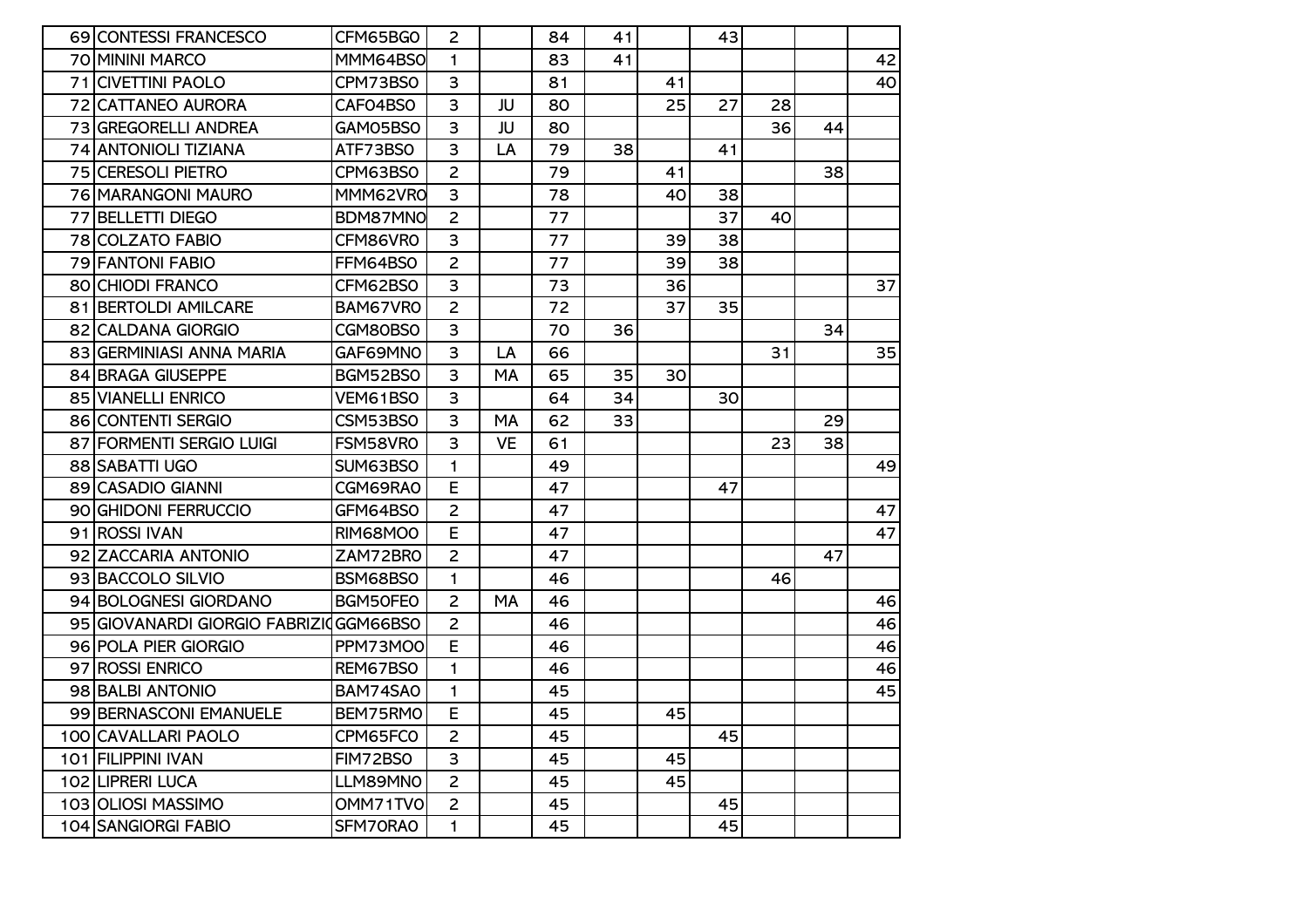| | | | | | | | | | | | | |
|---|---|---|---|---|---|---|---|---|---|---|---|---|
| 69 | CONTESSI FRANCESCO | CFM65BG0 | 2 | | 84 | 41 | | 43 | | | |
| 70 | MININI MARCO | MMM64BS0 | 1 | | 83 | 41 | | | | | | 42 |
| 71 | CIVETTINI PAOLO | CPM73BS0 | 3 | | 81 | | 41 | | | | | 40 |
| 72 | CATTANEO AURORA | CAF04BS0 | 3 | JU | 80 | | 25 | 27 | 28 | | |
| 73 | GREGORELLI ANDREA | GAM05BS0 | 3 | JU | 80 | | | | 36 | 44 | |
| 74 | ANTONIOLI TIZIANA | ATF73BS0 | 3 | LA | 79 | 38 | | 41 | | | |
| 75 | CERESOLI PIETRO | CPM63BS0 | 2 | | 79 | | 41 | | | 38 | |
| 76 | MARANGONI MAURO | MMM62VR0 | 3 | | 78 | | 40 | 38 | | | |
| 77 | BELLETTI DIEGO | BDM87MN0 | 2 | | 77 | | | 37 | 40 | | |
| 78 | COLZATO FABIO | CFM86VR0 | 3 | | 77 | | 39 | 38 | | | |
| 79 | FANTONI FABIO | FFM64BS0 | 2 | | 77 | | 39 | 38 | | | |
| 80 | CHIODI FRANCO | CFM62BS0 | 3 | | 73 | | 36 | | | | 37 |
| 81 | BERTOLDI AMILCARE | BAM67VR0 | 2 | | 72 | | 37 | 35 | | | |
| 82 | CALDANA GIORGIO | CGM80BS0 | 3 | | 70 | 36 | | | | 34 | |
| 83 | GERMINIASI ANNA MARIA | GAF69MN0 | 3 | LA | 66 | | | | 31 | | 35 |
| 84 | BRAGA GIUSEPPE | BGM52BS0 | 3 | MA | 65 | 35 | 30 | | | | |
| 85 | VIANELLI ENRICO | VEM61BS0 | 3 | | 64 | 34 | | 30 | | | |
| 86 | CONTENTI SERGIO | CSM53BS0 | 3 | MA | 62 | 33 | | | | 29 | |
| 87 | FORMENTI SERGIO LUIGI | FSM58VR0 | 3 | VE | 61 | | | | 23 | 38 | |
| 88 | SABATTI UGO | SUM63BS0 | 1 | | 49 | | | | | | 49 |
| 89 | CASADIO GIANNI | CGM69RA0 | E | | 47 | | | 47 | | | |
| 90 | GHIDONI FERRUCCIO | GFM64BS0 | 2 | | 47 | | | | | | 47 |
| 91 | ROSSI IVAN | RIM68MO0 | E | | 47 | | | | | | 47 |
| 92 | ZACCARIA ANTONIO | ZAM72BR0 | 2 | | 47 | | | | | 47 | |
| 93 | BACCOLO SILVIO | BSM68BS0 | 1 | | 46 | | | | 46 | | |
| 94 | BOLOGNESI GIORDANO | BGM50FE0 | 2 | MA | 46 | | | | | | 46 |
| 95 | GIOVANARDI GIORGIO FABRIZIO | GGM66BS0 | 2 | | 46 | | | | | | 46 |
| 96 | POLA PIER GIORGIO | PPM73MO0 | E | | 46 | | | | | | 46 |
| 97 | ROSSI ENRICO | REM67BS0 | 1 | | 46 | | | | | | 46 |
| 98 | BALBI ANTONIO | BAM74SA0 | 1 | | 45 | | | | | | 45 |
| 99 | BERNASCONI EMANUELE | BEM75RM0 | E | | 45 | | 45 | | | | |
| 100 | CAVALLARI PAOLO | CPM65FC0 | 2 | | 45 | | | 45 | | | |
| 101 | FILIPPINI IVAN | FIM72BS0 | 3 | | 45 | | 45 | | | | |
| 102 | LIPRERI LUCA | LLM89MN0 | 2 | | 45 | | 45 | | | | |
| 103 | OLIOSI MASSIMO | OMM71TV0 | 2 | | 45 | | | 45 | | | |
| 104 | SANGIORGI FABIO | SFM70RA0 | 1 | | 45 | | | 45 | | | |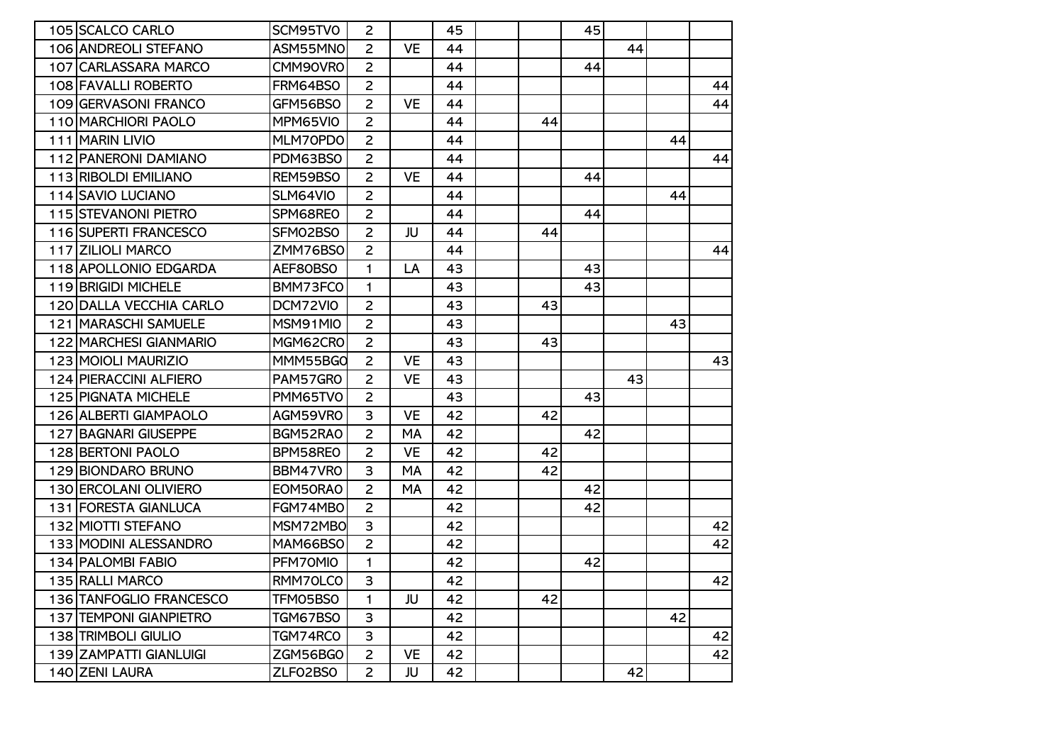| | | | | | | | | | | | |
|---|---|---|---|---|---|---|---|---|---|---|---|
| 105 | SCALCO CARLO | SCM95TV0 | 2 | | 45 | | | 45 | | | |
| 106 | ANDREOLI STEFANO | ASM55MN0 | 2 | VE | 44 | | | | 44 | | |
| 107 | CARLASSARA MARCO | CMM90VR0 | 2 | | 44 | | | 44 | | | |
| 108 | FAVALLI ROBERTO | FRM64BS0 | 2 | | 44 | | | | | | 44 |
| 109 | GERVASONI FRANCO | GFM56BS0 | 2 | VE | 44 | | | | | | 44 |
| 110 | MARCHIORI PAOLO | MPM65VI0 | 2 | | 44 | | 44 | | | | |
| 111 | MARIN LIVIO | MLM70PD0 | 2 | | 44 | | | | | 44 | |
| 112 | PANERONI DAMIANO | PDM63BS0 | 2 | | 44 | | | | | | 44 |
| 113 | RIBOLDI EMILIANO | REM59BS0 | 2 | VE | 44 | | | 44 | | | |
| 114 | SAVIO LUCIANO | SLM64VI0 | 2 | | 44 | | | | | 44 | |
| 115 | STEVANONI PIETRO | SPM68RE0 | 2 | | 44 | | | 44 | | | |
| 116 | SUPERTI FRANCESCO | SFM02BS0 | 2 | JU | 44 | | 44 | | | | |
| 117 | ZILIOLI MARCO | ZMM76BS0 | 2 | | 44 | | | | | | 44 |
| 118 | APOLLONIO EDGARDA | AEF80BS0 | 1 | LA | 43 | | | 43 | | | |
| 119 | BRIGIDI MICHELE | BMM73FC0 | 1 | | 43 | | | 43 | | | |
| 120 | DALLA VECCHIA CARLO | DCM72VI0 | 2 | | 43 | | 43 | | | | |
| 121 | MARASCHI SAMUELE | MSM91MI0 | 2 | | 43 | | | | | 43 | |
| 122 | MARCHESI GIANMARIO | MGM62CR0 | 2 | | 43 | | 43 | | | | |
| 123 | MOIOLI MAURIZIO | MMM55BG0 | 2 | VE | 43 | | | | | | 43 |
| 124 | PIERACCINI ALFIERO | PAM57GR0 | 2 | VE | 43 | | | | 43 | | |
| 125 | PIGNATA MICHELE | PMM65TV0 | 2 | | 43 | | | 43 | | | |
| 126 | ALBERTI GIAMPAOLO | AGM59VR0 | 3 | VE | 42 | | 42 | | | | |
| 127 | BAGNARI GIUSEPPE | BGM52RA0 | 2 | MA | 42 | | | 42 | | | |
| 128 | BERTONI PAOLO | BPM58RE0 | 2 | VE | 42 | | 42 | | | | |
| 129 | BIONDARO BRUNO | BBM47VR0 | 3 | MA | 42 | | 42 | | | | |
| 130 | ERCOLANI OLIVIERO | EOM50RA0 | 2 | MA | 42 | | | 42 | | | |
| 131 | FORESTA GIANLUCA | FGM74MB0 | 2 | | 42 | | | 42 | | | |
| 132 | MIOTTI STEFANO | MSM72MB0 | 3 | | 42 | | | | | | 42 |
| 133 | MODINI ALESSANDRO | MAM66BS0 | 2 | | 42 | | | | | | 42 |
| 134 | PALOMBI FABIO | PFM70MI0 | 1 | | 42 | | | 42 | | | |
| 135 | RALLI MARCO | RMM70LC0 | 3 | | 42 | | | | | | 42 |
| 136 | TANFOGLIO FRANCESCO | TFM05BS0 | 1 | JU | 42 | | 42 | | | | |
| 137 | TEMPONI GIANPIETRO | TGM67BS0 | 3 | | 42 | | | | | 42 | |
| 138 | TRIMBOLI GIULIO | TGM74RC0 | 3 | | 42 | | | | | | 42 |
| 139 | ZAMPATTI GIANLUIGI | ZGM56BG0 | 2 | VE | 42 | | | | | | 42 |
| 140 | ZENI LAURA | ZLF02BS0 | 2 | JU | 42 | | | | 42 | | |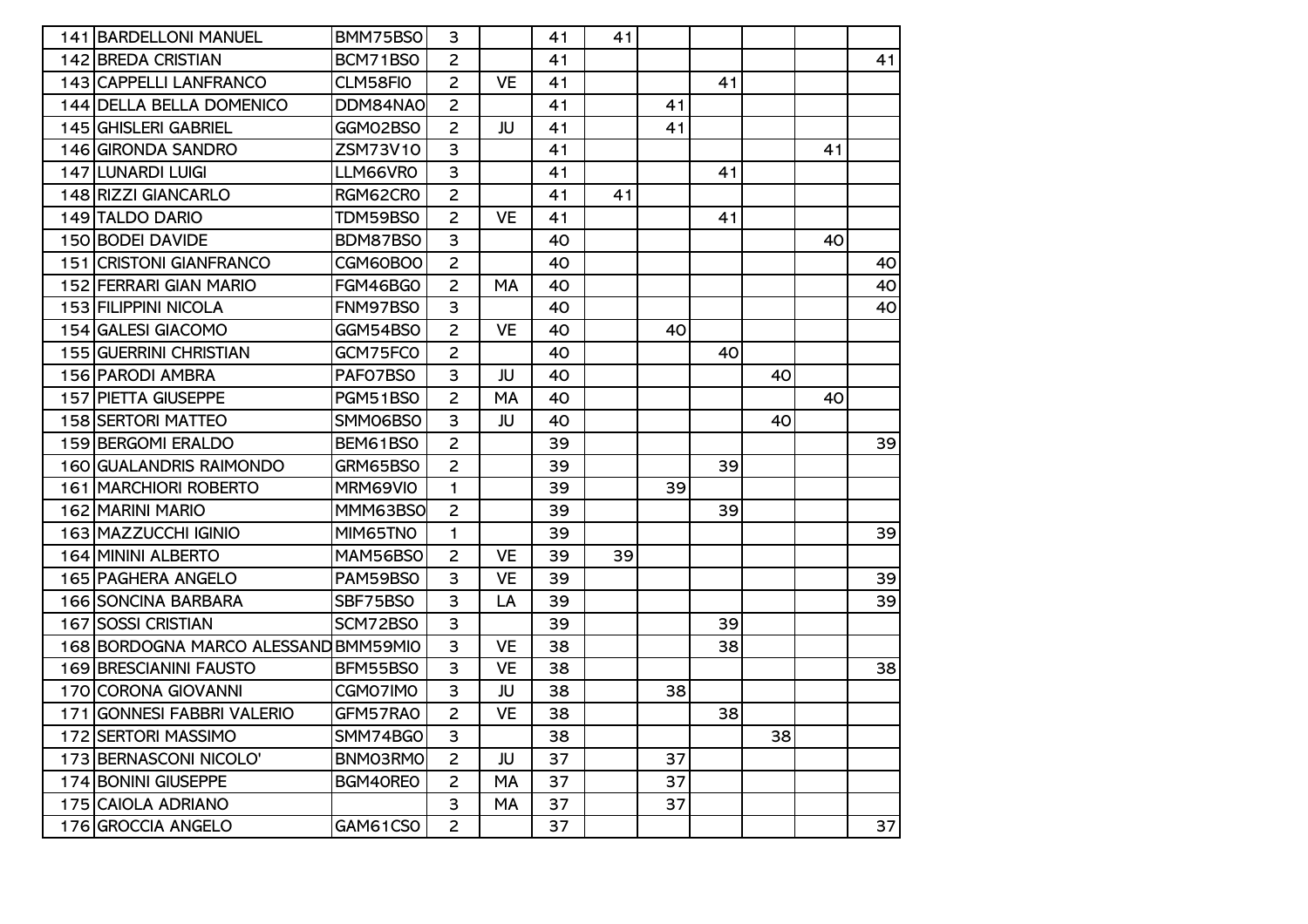| | | | | | | | | | | | |
|---|---|---|---|---|---|---|---|---|---|---|---|
| 141 | BARDELLONI MANUEL | BMM75BS0 | 3 | | 41 | 41 | | | | | |
| 142 | BREDA CRISTIAN | BCM71BS0 | 2 | | 41 | | | | | | 41 |
| 143 | CAPPELLI LANFRANCO | CLM58FI0 | 2 | VE | 41 | | | 41 | | | |
| 144 | DELLA BELLA DOMENICO | DDM84NA0 | 2 | | 41 | | 41 | | | | |
| 145 | GHISLERI GABRIEL | GGM02BS0 | 2 | JU | 41 | | 41 | | | | |
| 146 | GIRONDA SANDRO | ZSM73V10 | 3 | | 41 | | | | | 41 | |
| 147 | LUNARDI LUIGI | LLM66VR0 | 3 | | 41 | | | 41 | | | |
| 148 | RIZZI GIANCARLO | RGM62CR0 | 2 | | 41 | 41 | | | | | |
| 149 | TALDO DARIO | TDM59BS0 | 2 | VE | 41 | | | 41 | | | |
| 150 | BODEI DAVIDE | BDM87BS0 | 3 | | 40 | | | | | 40 | |
| 151 | CRISTONI GIANFRANCO | CGM60BO0 | 2 | | 40 | | | | | | 40 |
| 152 | FERRARI GIAN MARIO | FGM46BG0 | 2 | MA | 40 | | | | | | 40 |
| 153 | FILIPPINI NICOLA | FNM97BS0 | 3 | | 40 | | | | | | 40 |
| 154 | GALESI GIACOMO | GGM54BS0 | 2 | VE | 40 | | 40 | | | | |
| 155 | GUERRINI CHRISTIAN | GCM75FC0 | 2 | | 40 | | | 40 | | | |
| 156 | PARODI AMBRA | PAF07BS0 | 3 | JU | 40 | | | | 40 | | |
| 157 | PIETTA GIUSEPPE | PGM51BS0 | 2 | MA | 40 | | | | | 40 | |
| 158 | SERTORI MATTEO | SMM06BS0 | 3 | JU | 40 | | | | 40 | | |
| 159 | BERGOMI ERALDO | BEM61BS0 | 2 | | 39 | | | | | | 39 |
| 160 | GUALANDRIS RAIMONDO | GRM65BS0 | 2 | | 39 | | | 39 | | | |
| 161 | MARCHIORI ROBERTO | MRM69VI0 | 1 | | 39 | | 39 | | | | |
| 162 | MARINI MARIO | MMM63BS0 | 2 | | 39 | | | 39 | | | |
| 163 | MAZZUCCHI IGINIO | MIM65TN0 | 1 | | 39 | | | | | | 39 |
| 164 | MININI ALBERTO | MAM56BS0 | 2 | VE | 39 | 39 | | | | | |
| 165 | PAGHERA ANGELO | PAM59BS0 | 3 | VE | 39 | | | | | | 39 |
| 166 | SONCINA BARBARA | SBF75BS0 | 3 | LA | 39 | | | | | | 39 |
| 167 | SOSSI CRISTIAN | SCM72BS0 | 3 | | 39 | | | 39 | | | |
| 168 | BORDOGNA MARCO ALESSAND | BMM59MI0 | 3 | VE | 38 | | | 38 | | | |
| 169 | BRESCIANINI FAUSTO | BFM55BS0 | 3 | VE | 38 | | | | | | 38 |
| 170 | CORONA GIOVANNI | CGM07IM0 | 3 | JU | 38 | | 38 | | | | |
| 171 | GONNESI FABBRI VALERIO | GFM57RA0 | 2 | VE | 38 | | | 38 | | | |
| 172 | SERTORI MASSIMO | SMM74BG0 | 3 | | 38 | | | | 38 | | |
| 173 | BERNASCONI NICOLO' | BNM03RM0 | 2 | JU | 37 | | 37 | | | | |
| 174 | BONINI GIUSEPPE | BGM40RE0 | 2 | MA | 37 | | 37 | | | | |
| 175 | CAIOLA ADRIANO | | 3 | MA | 37 | | 37 | | | | |
| 176 | GROCCIA ANGELO | GAM61CS0 | 2 | | 37 | | | | | | 37 |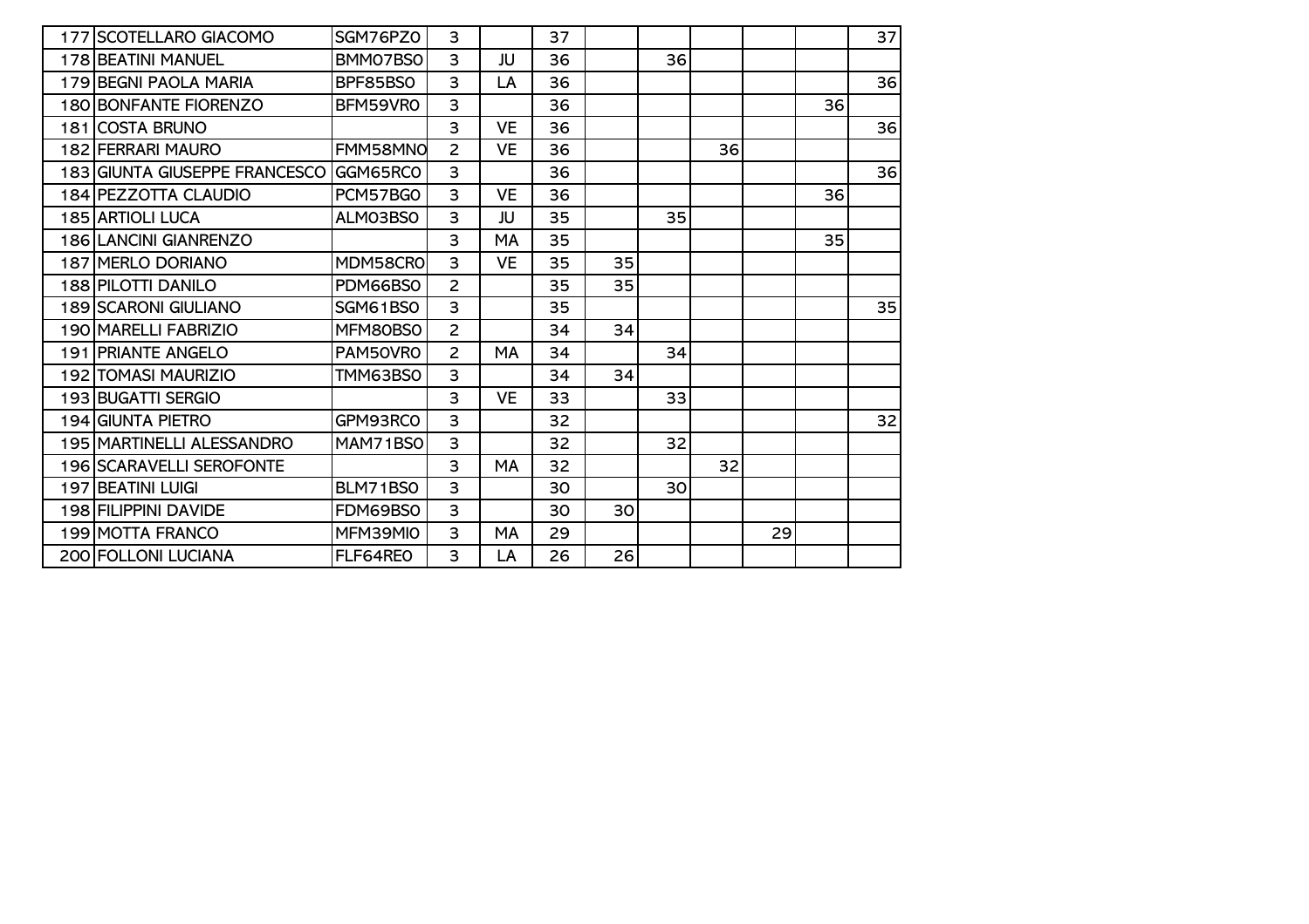| | | | | | | | | | | | |
|---|---|---|---|---|---|---|---|---|---|---|---|
| 177 | SCOTELLARO GIACOMO | SGM76PZ0 | 3 | | 37 | | | | | | 37 |
| 178 | BEATINI MANUEL | BMM07BS0 | 3 | JU | 36 | | 36 | | | | |
| 179 | BEGNI PAOLA MARIA | BPF85BS0 | 3 | LA | 36 | | | | | | 36 |
| 180 | BONFANTE FIORENZO | BFM59VR0 | 3 | | 36 | | | | | 36 | |
| 181 | COSTA BRUNO | | 3 | VE | 36 | | | | | | 36 |
| 182 | FERRARI MAURO | FMM58MN0 | 2 | VE | 36 | | | 36 | | | |
| 183 | GIUNTA GIUSEPPE FRANCESCO | GGM65RC0 | 3 | | 36 | | | | | | 36 |
| 184 | PEZZOTTA CLAUDIO | PCM57BG0 | 3 | VE | 36 | | | | | 36 | |
| 185 | ARTIOLI LUCA | ALM03BS0 | 3 | JU | 35 | | 35 | | | | |
| 186 | LANCINI GIANRENZO | | 3 | MA | 35 | | | | | 35 | |
| 187 | MERLO DORIANO | MDM58CR0 | 3 | VE | 35 | 35 | | | | | |
| 188 | PILOTTI DANILO | PDM66BS0 | 2 | | 35 | 35 | | | | | |
| 189 | SCARONI GIULIANO | SGM61BS0 | 3 | | 35 | | | | | | 35 |
| 190 | MARELLI FABRIZIO | MFM80BS0 | 2 | | 34 | 34 | | | | | |
| 191 | PRIANTE ANGELO | PAM50VR0 | 2 | MA | 34 | | 34 | | | | |
| 192 | TOMASI MAURIZIO | TMM63BS0 | 3 | | 34 | 34 | | | | | |
| 193 | BUGATTI SERGIO | | 3 | VE | 33 | | 33 | | | | |
| 194 | GIUNTA PIETRO | GPM93RC0 | 3 | | 32 | | | | | | 32 |
| 195 | MARTINELLI ALESSANDRO | MAM71BS0 | 3 | | 32 | | 32 | | | | |
| 196 | SCARAVELLI SEROFONTE | | 3 | MA | 32 | | | 32 | | | |
| 197 | BEATINI LUIGI | BLM71BS0 | 3 | | 30 | | 30 | | | | |
| 198 | FILIPPINI DAVIDE | FDM69BS0 | 3 | | 30 | 30 | | | | | |
| 199 | MOTTA FRANCO | MFM39MI0 | 3 | MA | 29 | | | | 29 | | |
| 200 | FOLLONI LUCIANA | FLF64RE0 | 3 | LA | 26 | 26 | | | | | |